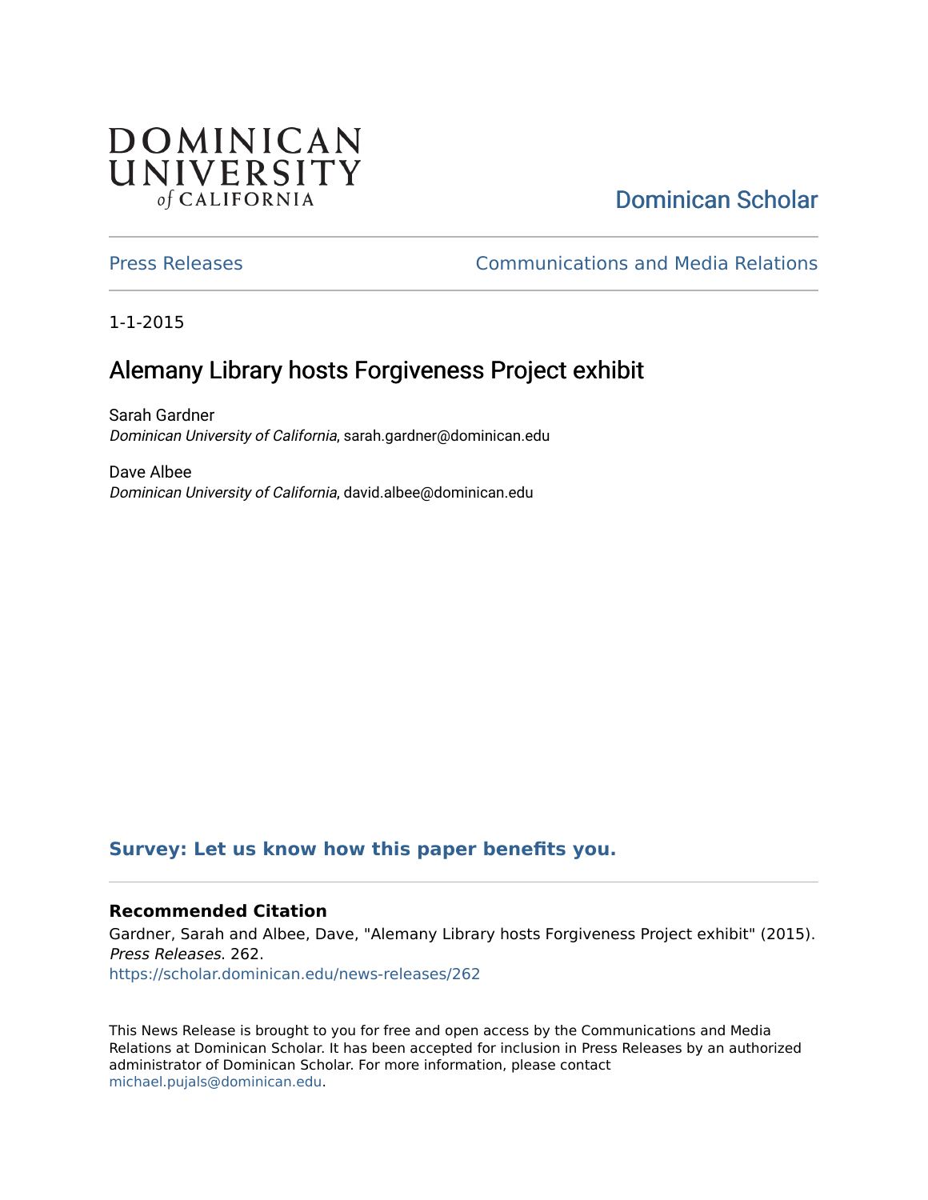DOMINICAN UNIVERSITY *of* CALIFORNIA

Dominican Scholar

Press Releases | Communications and Media Relations

1-1-2015

# Alemany Library hosts Forgiveness Project exhibit

Sarah Gardner
*Dominican University of California*, sarah.gardner@dominican.edu

Dave Albee
*Dominican University of California*, david.albee@dominican.edu

**Survey: Let us know how this paper benefits you.**

### Recommended Citation

Gardner, Sarah and Albee, Dave, "Alemany Library hosts Forgiveness Project exhibit" (2015). *Press Releases*. 262.
https://scholar.dominican.edu/news-releases/262

This News Release is brought to you for free and open access by the Communications and Media Relations at Dominican Scholar. It has been accepted for inclusion in Press Releases by an authorized administrator of Dominican Scholar. For more information, please contact michael.pujals@dominican.edu.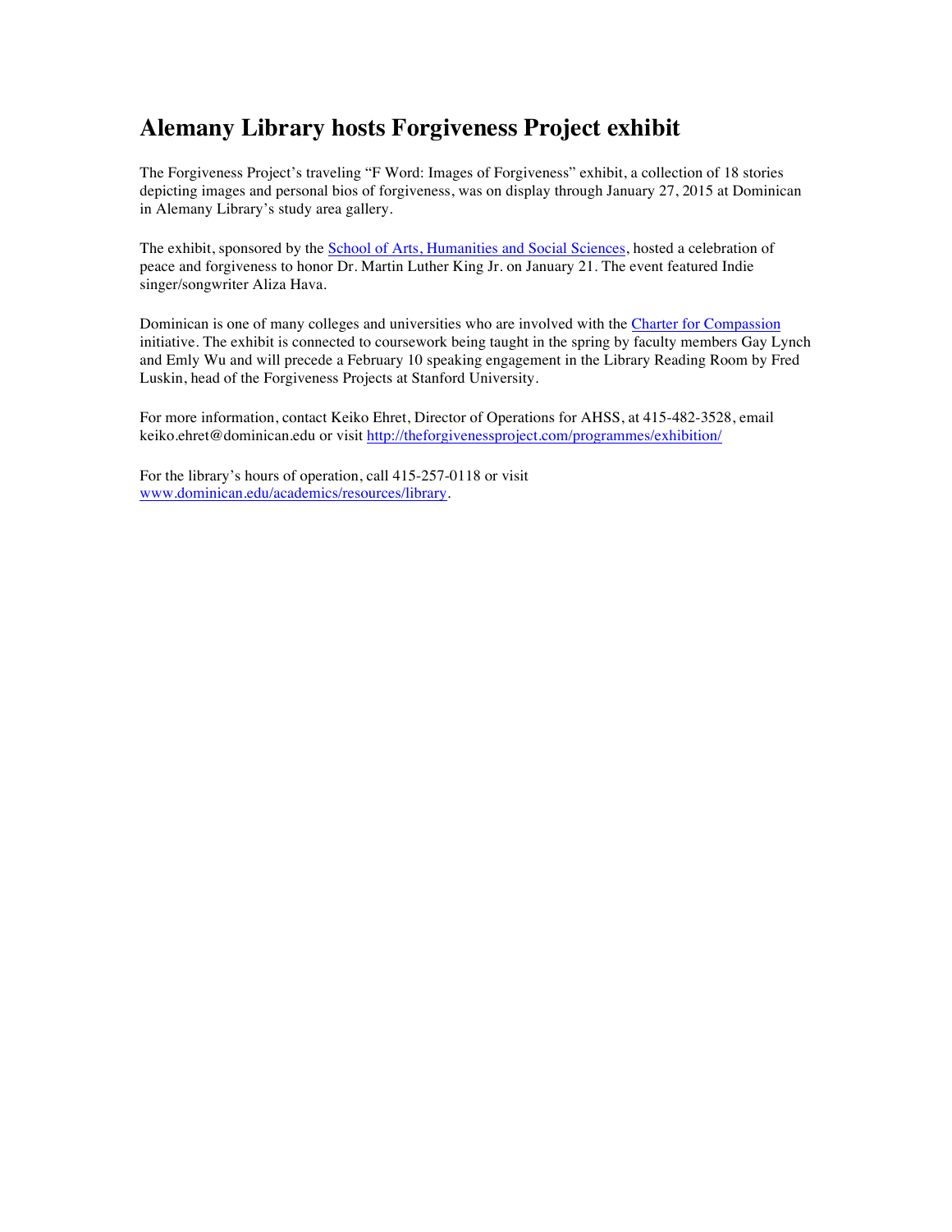# Alemany Library hosts Forgiveness Project exhibit

The Forgiveness Project's traveling "F Word: Images of Forgiveness" exhibit, a collection of 18 stories depicting images and personal bios of forgiveness, was on display through January 27, 2015 at Dominican in Alemany Library's study area gallery.

The exhibit, sponsored by the School of Arts, Humanities and Social Sciences, hosted a celebration of peace and forgiveness to honor Dr. Martin Luther King Jr. on January 21. The event featured Indie singer/songwriter Aliza Hava.

Dominican is one of many colleges and universities who are involved with the Charter for Compassion initiative. The exhibit is connected to coursework being taught in the spring by faculty members Gay Lynch and Emly Wu and will precede a February 10 speaking engagement in the Library Reading Room by Fred Luskin, head of the Forgiveness Projects at Stanford University.

For more information, contact Keiko Ehret, Director of Operations for AHSS, at 415-482-3528, email keiko.ehret@dominican.edu or visit http://theforgivenessproject.com/programmes/exhibition/

For the library's hours of operation, call 415-257-0118 or visit www.dominican.edu/academics/resources/library.